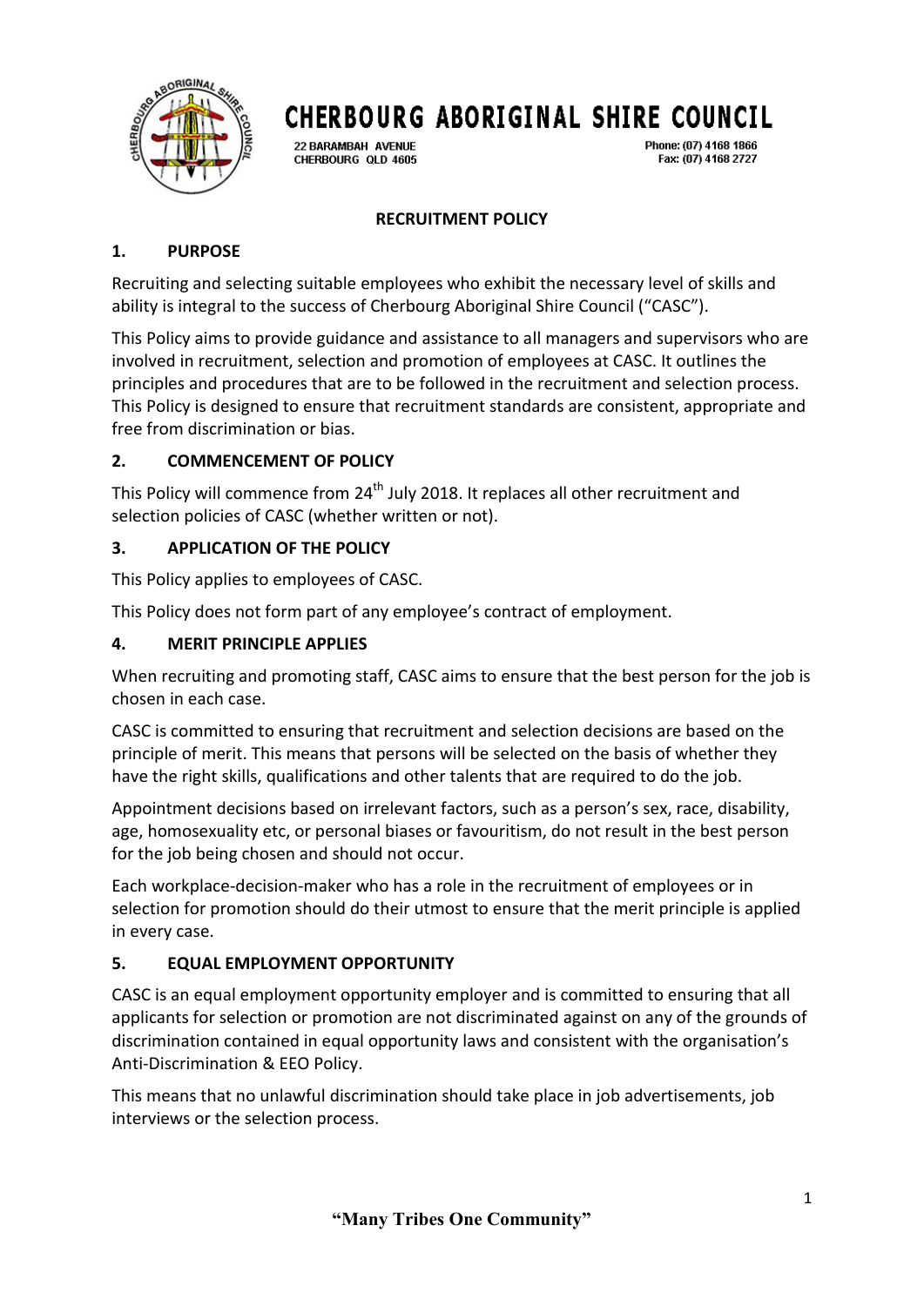# CHERBOURG ABORIGINAL SHIRE COUNCIL

22 BARAMBAH AVENUE
CHERBOURG QLD 4605

Phone: (07) 4168 1866
Fax: (07) 4168 2727

## RECRUITMENT POLICY

### 1. PURPOSE

Recruiting and selecting suitable employees who exhibit the necessary level of skills and ability is integral to the success of Cherbourg Aboriginal Shire Council ("CASC").

This Policy aims to provide guidance and assistance to all managers and supervisors who are involved in recruitment, selection and promotion of employees at CASC. It outlines the principles and procedures that are to be followed in the recruitment and selection process. This Policy is designed to ensure that recruitment standards are consistent, appropriate and free from discrimination or bias.

### 2. COMMENCEMENT OF POLICY

This Policy will commence from 24th July 2018. It replaces all other recruitment and selection policies of CASC (whether written or not).

### 3. APPLICATION OF THE POLICY

This Policy applies to employees of CASC.

This Policy does not form part of any employee's contract of employment.

### 4. MERIT PRINCIPLE APPLIES

When recruiting and promoting staff, CASC aims to ensure that the best person for the job is chosen in each case.

CASC is committed to ensuring that recruitment and selection decisions are based on the principle of merit. This means that persons will be selected on the basis of whether they have the right skills, qualifications and other talents that are required to do the job.

Appointment decisions based on irrelevant factors, such as a person's sex, race, disability, age, homosexuality etc, or personal biases or favouritism, do not result in the best person for the job being chosen and should not occur.

Each workplace-decision-maker who has a role in the recruitment of employees or in selection for promotion should do their utmost to ensure that the merit principle is applied in every case.

### 5. EQUAL EMPLOYMENT OPPORTUNITY

CASC is an equal employment opportunity employer and is committed to ensuring that all applicants for selection or promotion are not discriminated against on any of the grounds of discrimination contained in equal opportunity laws and consistent with the organisation's Anti-Discrimination & EEO Policy.

This means that no unlawful discrimination should take place in job advertisements, job interviews or the selection process.

**"Many Tribes One Community"**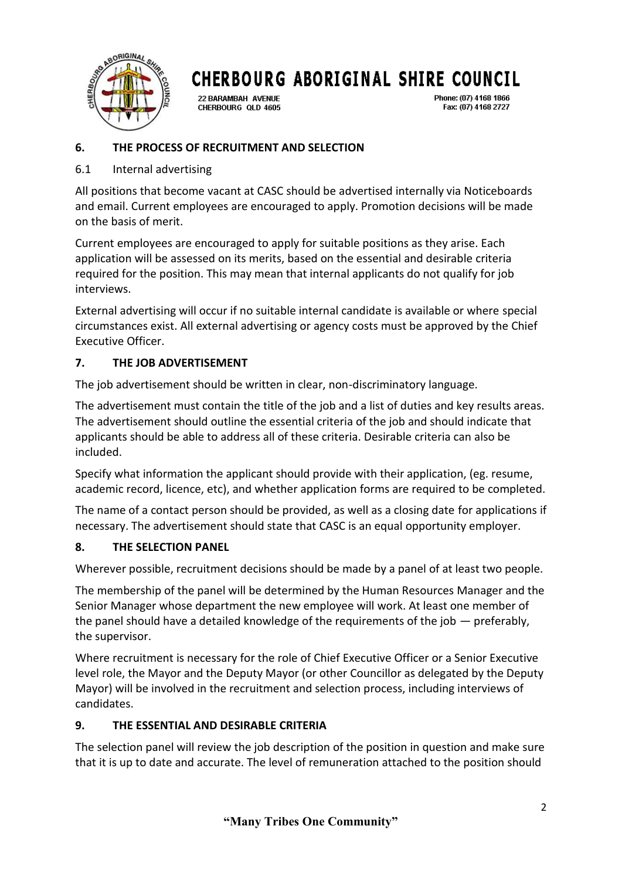## 6. THE PROCESS OF RECRUITMENT AND SELECTION

### 6.1 Internal advertising

All positions that become vacant at CASC should be advertised internally via Noticeboards and email. Current employees are encouraged to apply. Promotion decisions will be made on the basis of merit.

Current employees are encouraged to apply for suitable positions as they arise. Each application will be assessed on its merits, based on the essential and desirable criteria required for the position. This may mean that internal applicants do not qualify for job interviews.

External advertising will occur if no suitable internal candidate is available or where special circumstances exist. All external advertising or agency costs must be approved by the Chief Executive Officer.

## 7. THE JOB ADVERTISEMENT

The job advertisement should be written in clear, non-discriminatory language.

The advertisement must contain the title of the job and a list of duties and key results areas. The advertisement should outline the essential criteria of the job and should indicate that applicants should be able to address all of these criteria. Desirable criteria can also be included.

Specify what information the applicant should provide with their application, (eg. resume, academic record, licence, etc), and whether application forms are required to be completed.

The name of a contact person should be provided, as well as a closing date for applications if necessary. The advertisement should state that CASC is an equal opportunity employer.

## 8. THE SELECTION PANEL

Wherever possible, recruitment decisions should be made by a panel of at least two people.

The membership of the panel will be determined by the Human Resources Manager and the Senior Manager whose department the new employee will work. At least one member of the panel should have a detailed knowledge of the requirements of the job — preferably, the supervisor.

Where recruitment is necessary for the role of Chief Executive Officer or a Senior Executive level role, the Mayor and the Deputy Mayor (or other Councillor as delegated by the Deputy Mayor) will be involved in the recruitment and selection process, including interviews of candidates.

## 9. THE ESSENTIAL AND DESIRABLE CRITERIA

The selection panel will review the job description of the position in question and make sure that it is up to date and accurate. The level of remuneration attached to the position should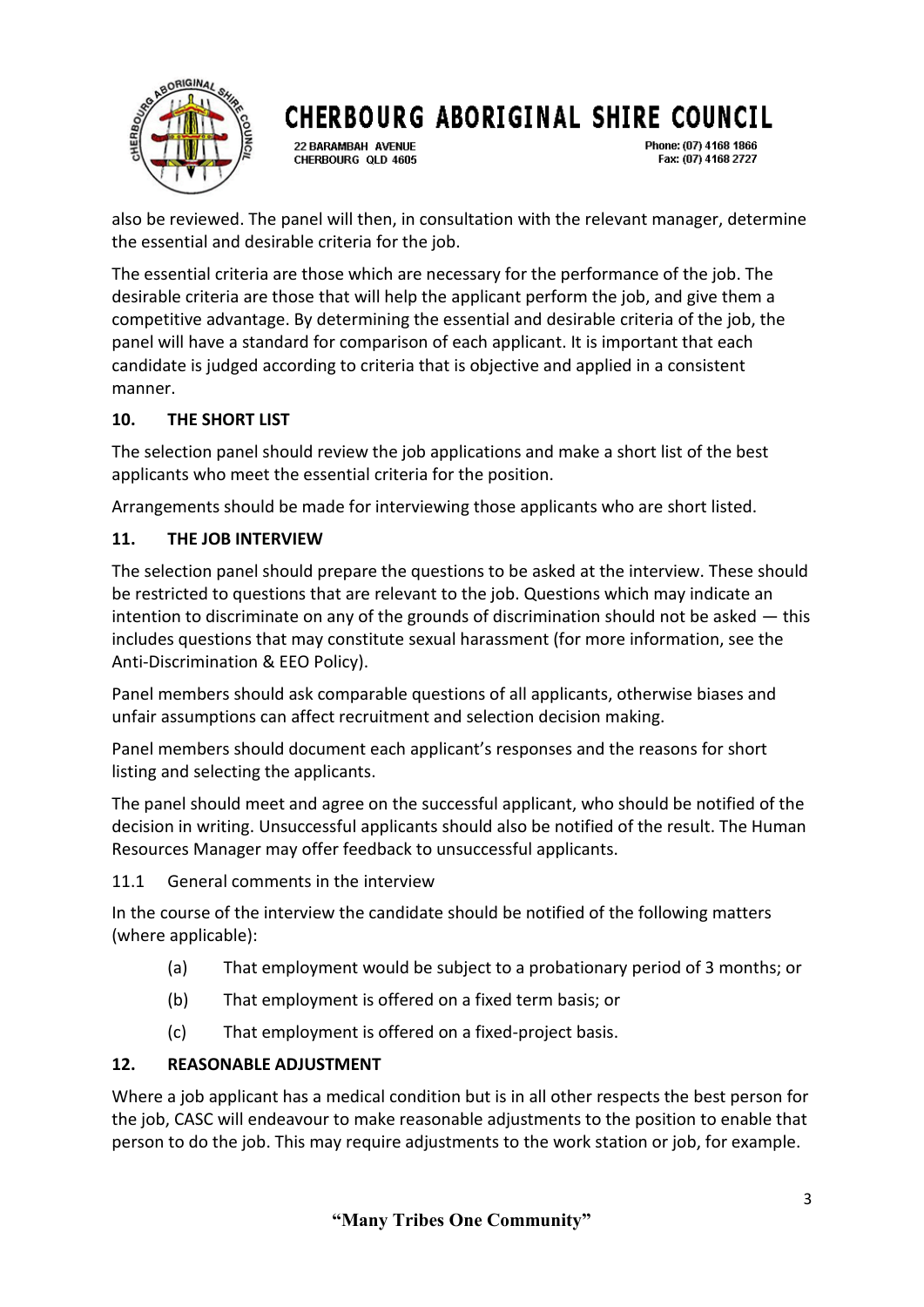also be reviewed. The panel will then, in consultation with the relevant manager, determine the essential and desirable criteria for the job.

The essential criteria are those which are necessary for the performance of the job. The desirable criteria are those that will help the applicant perform the job, and give them a competitive advantage. By determining the essential and desirable criteria of the job, the panel will have a standard for comparison of each applicant. It is important that each candidate is judged according to criteria that is objective and applied in a consistent manner.

## 10. THE SHORT LIST

The selection panel should review the job applications and make a short list of the best applicants who meet the essential criteria for the position.

Arrangements should be made for interviewing those applicants who are short listed.

## 11. THE JOB INTERVIEW

The selection panel should prepare the questions to be asked at the interview. These should be restricted to questions that are relevant to the job. Questions which may indicate an intention to discriminate on any of the grounds of discrimination should not be asked — this includes questions that may constitute sexual harassment (for more information, see the Anti-Discrimination & EEO Policy).

Panel members should ask comparable questions of all applicants, otherwise biases and unfair assumptions can affect recruitment and selection decision making.

Panel members should document each applicant's responses and the reasons for short listing and selecting the applicants.

The panel should meet and agree on the successful applicant, who should be notified of the decision in writing. Unsuccessful applicants should also be notified of the result. The Human Resources Manager may offer feedback to unsuccessful applicants.

11.1 General comments in the interview

In the course of the interview the candidate should be notified of the following matters (where applicable):

(a) That employment would be subject to a probationary period of 3 months; or

(b) That employment is offered on a fixed term basis; or

(c) That employment is offered on a fixed-project basis.

## 12. REASONABLE ADJUSTMENT

Where a job applicant has a medical condition but is in all other respects the best person for the job, CASC will endeavour to make reasonable adjustments to the position to enable that person to do the job. This may require adjustments to the work station or job, for example.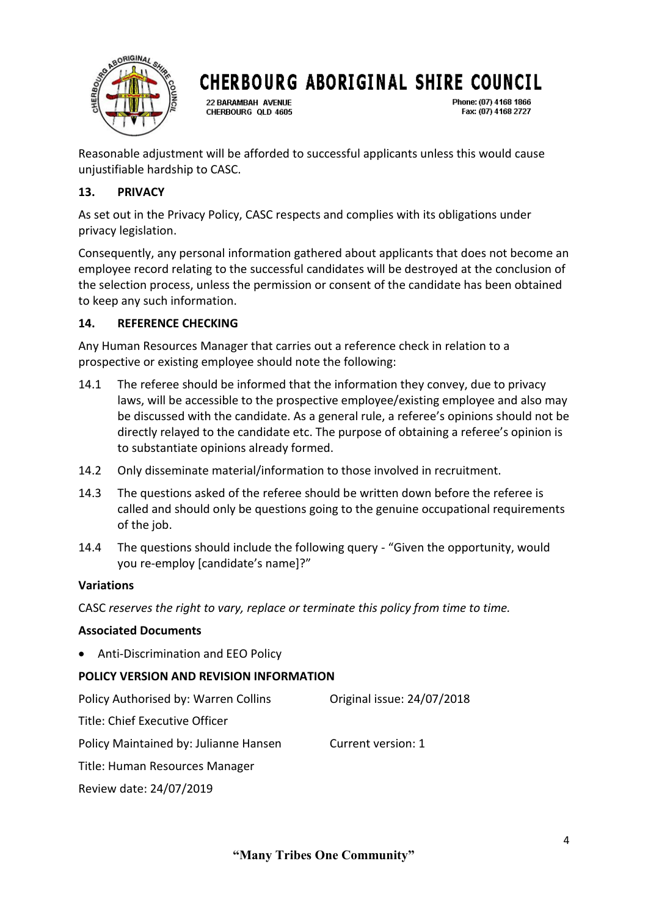Reasonable adjustment will be afforded to successful applicants unless this would cause unjustifiable hardship to CASC.

## 13. PRIVACY

As set out in the Privacy Policy, CASC respects and complies with its obligations under privacy legislation.

Consequently, any personal information gathered about applicants that does not become an employee record relating to the successful candidates will be destroyed at the conclusion of the selection process, unless the permission or consent of the candidate has been obtained to keep any such information.

## 14. REFERENCE CHECKING

Any Human Resources Manager that carries out a reference check in relation to a prospective or existing employee should note the following:

14.1 The referee should be informed that the information they convey, due to privacy laws, will be accessible to the prospective employee/existing employee and also may be discussed with the candidate. As a general rule, a referee's opinions should not be directly relayed to the candidate etc. The purpose of obtaining a referee's opinion is to substantiate opinions already formed.

14.2 Only disseminate material/information to those involved in recruitment.

14.3 The questions asked of the referee should be written down before the referee is called and should only be questions going to the genuine occupational requirements of the job.

14.4 The questions should include the following query - "Given the opportunity, would you re-employ [candidate's name]?"

**Variations**

CASC *reserves the right to vary, replace or terminate this policy from time to time.*

**Associated Documents**

- Anti-Discrimination and EEO Policy

**POLICY VERSION AND REVISION INFORMATION**

| | |
|---|---|
| Policy Authorised by: Warren Collins | Original issue: 24/07/2018 |
| Title: Chief Executive Officer | |
| Policy Maintained by: Julianne Hansen | Current version: 1 |
| Title: Human Resources Manager | |
| Review date: 24/07/2019 | |